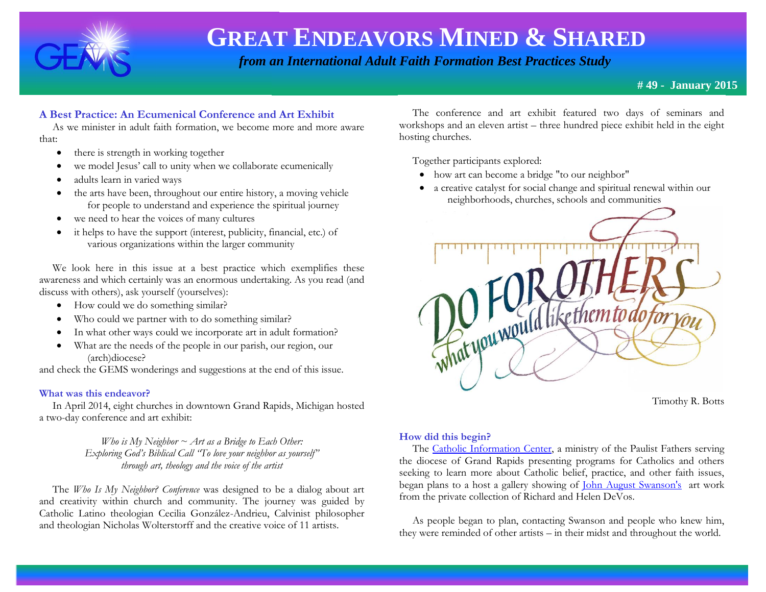# GREAT ENDEAVORS MINED & SHARED

*from an International Adult Faith Formation Best Practices Study*

**# 49 - January 2015**

## A Best Practice: An Ecumenical Conference and Art Exhibit

As we minister in adult faith formation, we become more and more aware that:

- there is strength in working together
- we model Jesus' call to unity when we collaborate ecumenically
- adults learn in varied ways
- the arts have been, throughout our entire history, a moving vehicle for people to understand and experience the spiritual journey
- we need to hear the voices of many cultures
- it helps to have the support (interest, publicity, financial, etc.) of various organizations within the larger community

We look here in this issue at a best practice which exemplifies these awareness and which certainly was an enormous undertaking. As you read (and discuss with others), ask yourself (yourselves):

- How could we do something similar?
- Who could we partner with to do something similar?
- In what other ways could we incorporate art in adult formation?
- What are the needs of the people in our parish, our region, our (arch)diocese?

and check the GEMS wonderings and suggestions at the end of this issue.

### What was this endeavor?

In April 2014, eight churches in downtown Grand Rapids, Michigan hosted a two-day conference and art exhibit:

*Who is My Neighbor ~ Art as a Bridge to Each Other:*
*Exploring God's Biblical Call "To love your neighbor as yourself"*
*through art, theology and the voice of the artist*

The *Who Is My Neighbor? Conference* was designed to be a dialog about art and creativity within church and community. The journey was guided by Catholic Latino theologian Cecilia González-Andrieu, Calvinist philosopher and theologian Nicholas Wolterstorff and the creative voice of 11 artists.

The conference and art exhibit featured two days of seminars and workshops and an eleven artist – three hundred piece exhibit held in the eight hosting churches.

Together participants explored:

- how art can become a bridge "to our neighbor"
- a creative catalyst for social change and spiritual renewal within our neighborhoods, churches, schools and communities

DO FOR OTHERS what you would like them to do for you

Timothy R. Botts

### How did this begin?

The Catholic Information Center, a ministry of the Paulist Fathers serving the diocese of Grand Rapids presenting programs for Catholics and others seeking to learn more about Catholic belief, practice, and other faith issues, began plans to a host a gallery showing of John August Swanson's art work from the private collection of Richard and Helen DeVos.

As people began to plan, contacting Swanson and people who knew him, they were reminded of other artists – in their midst and throughout the world.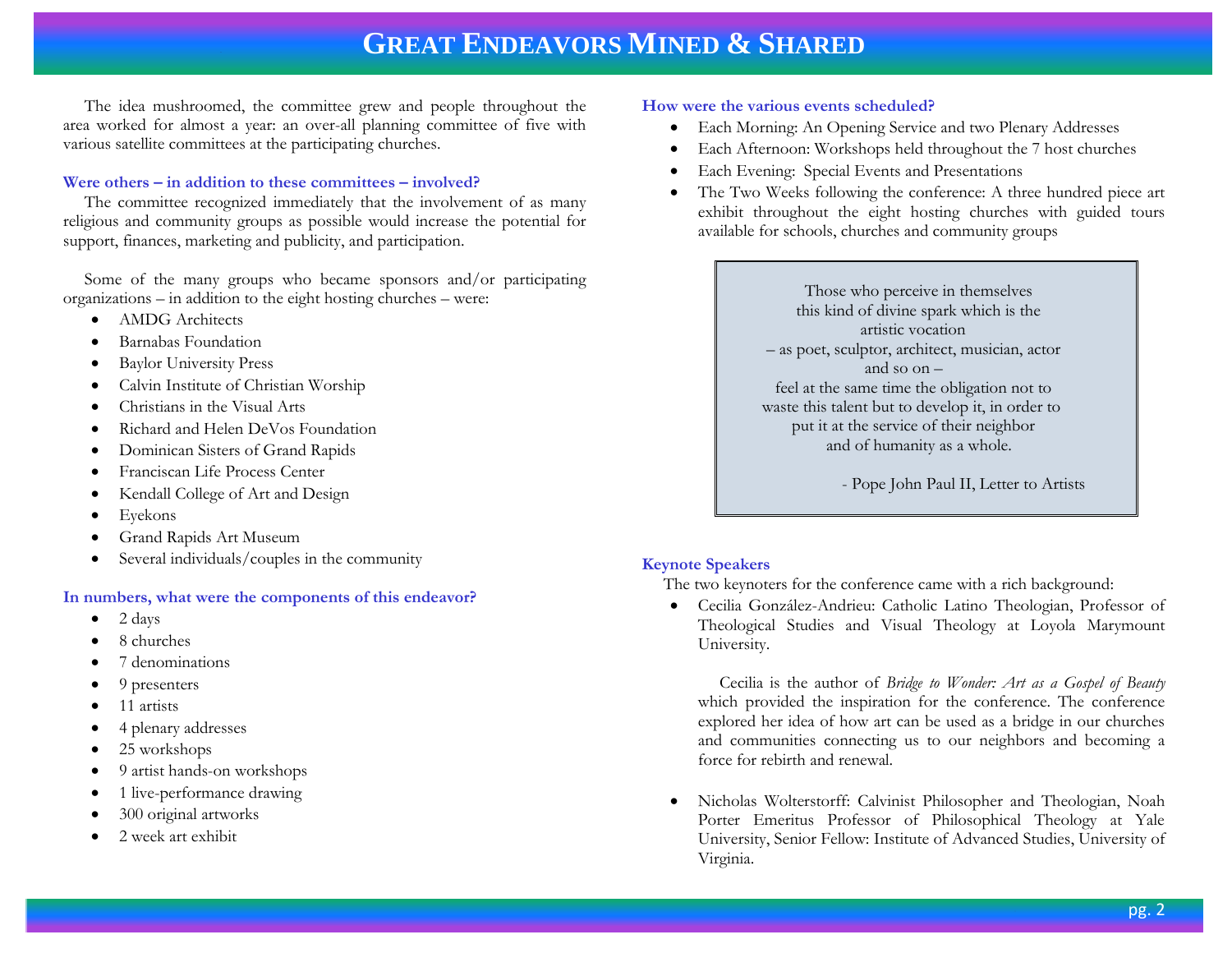The idea mushroomed, the committee grew and people throughout the area worked for almost a year: an over-all planning committee of five with various satellite committees at the participating churches.

### Were others – in addition to these committees – involved?

The committee recognized immediately that the involvement of as many religious and community groups as possible would increase the potential for support, finances, marketing and publicity, and participation.

Some of the many groups who became sponsors and/or participating organizations – in addition to the eight hosting churches – were:

- AMDG Architects
- Barnabas Foundation
- Baylor University Press
- Calvin Institute of Christian Worship
- Christians in the Visual Arts
- Richard and Helen DeVos Foundation
- Dominican Sisters of Grand Rapids
- Franciscan Life Process Center
- Kendall College of Art and Design
- Eyekons
- Grand Rapids Art Museum
- Several individuals/couples in the community

### In numbers, what were the components of this endeavor?

- 2 days
- 8 churches
- 7 denominations
- 9 presenters
- 11 artists
- 4 plenary addresses
- 25 workshops
- 9 artist hands-on workshops
- 1 live-performance drawing
- 300 original artworks
- 2 week art exhibit

### How were the various events scheduled?

- Each Morning: An Opening Service and two Plenary Addresses
- Each Afternoon: Workshops held throughout the 7 host churches
- Each Evening: Special Events and Presentations
- The Two Weeks following the conference: A three hundred piece art exhibit throughout the eight hosting churches with guided tours available for schools, churches and community groups

> Those who perceive in themselves
> this kind of divine spark which is the
> artistic vocation
> – as poet, sculptor, architect, musician, actor
> and so on –
> feel at the same time the obligation not to
> waste this talent but to develop it, in order to
> put it at the service of their neighbor
> and of humanity as a whole.
>
> - Pope John Paul II, Letter to Artists

### Keynote Speakers

The two keynoters for the conference came with a rich background:

- Cecilia González-Andrieu: Catholic Latino Theologian, Professor of Theological Studies and Visual Theology at Loyola Marymount University.

  Cecilia is the author of *Bridge to Wonder: Art as a Gospel of Beauty* which provided the inspiration for the conference. The conference explored her idea of how art can be used as a bridge in our churches and communities connecting us to our neighbors and becoming a force for rebirth and renewal.

- Nicholas Wolterstorff: Calvinist Philosopher and Theologian, Noah Porter Emeritus Professor of Philosophical Theology at Yale University, Senior Fellow: Institute of Advanced Studies, University of Virginia.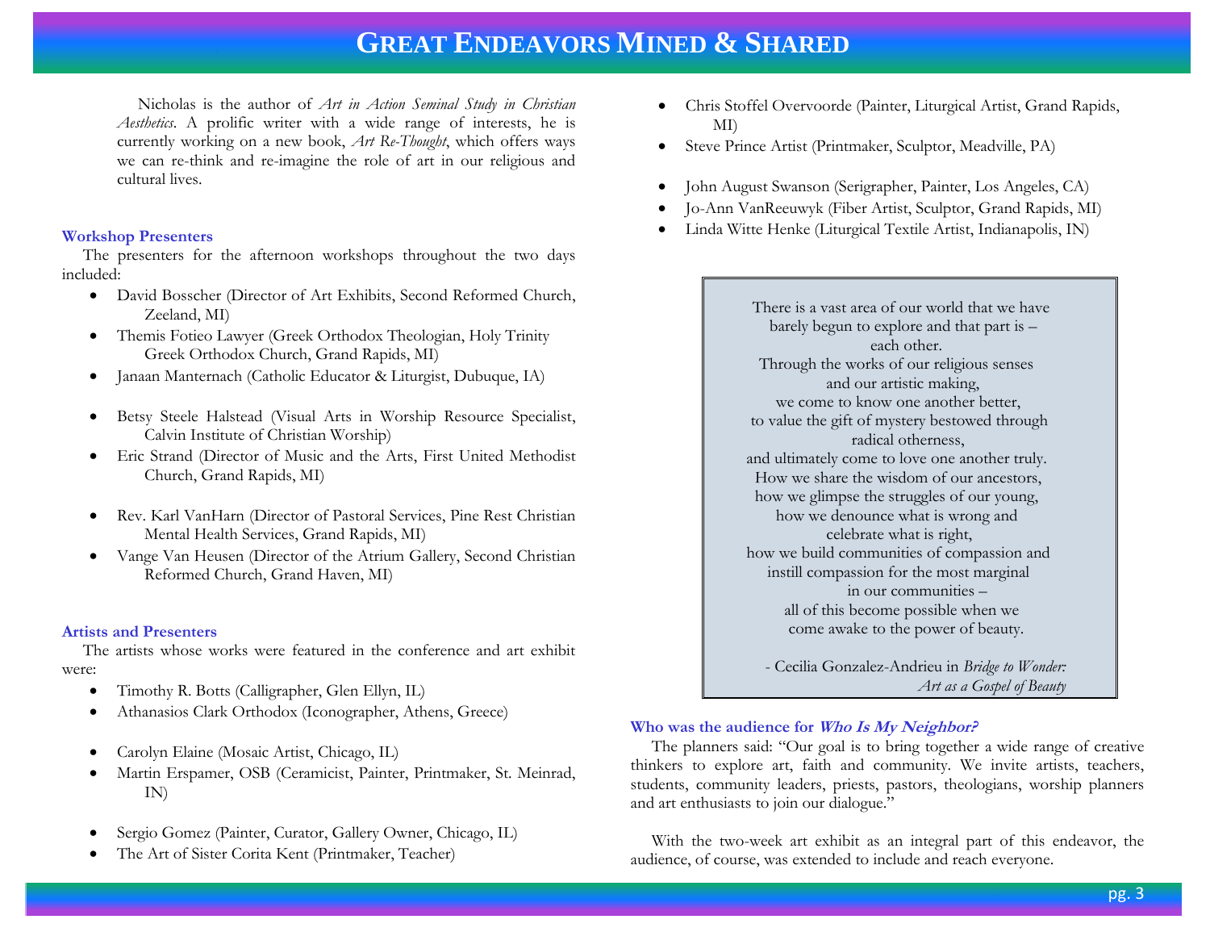Nicholas is the author of *Art in Action Seminal Study in Christian Aesthetics*. A prolific writer with a wide range of interests, he is currently working on a new book, *Art Re-Thought*, which offers ways we can re-think and re-imagine the role of art in our religious and cultural lives.

### Workshop Presenters

The presenters for the afternoon workshops throughout the two days included:

- David Bosscher (Director of Art Exhibits, Second Reformed Church, Zeeland, MI)
- Themis Fotieo Lawyer (Greek Orthodox Theologian, Holy Trinity Greek Orthodox Church, Grand Rapids, MI)
- Janaan Manternach (Catholic Educator & Liturgist, Dubuque, IA)
- Betsy Steele Halstead (Visual Arts in Worship Resource Specialist, Calvin Institute of Christian Worship)
- Eric Strand (Director of Music and the Arts, First United Methodist Church, Grand Rapids, MI)
- Rev. Karl VanHarn (Director of Pastoral Services, Pine Rest Christian Mental Health Services, Grand Rapids, MI)
- Vange Van Heusen (Director of the Atrium Gallery, Second Christian Reformed Church, Grand Haven, MI)

### Artists and Presenters

The artists whose works were featured in the conference and art exhibit were:

- Timothy R. Botts (Calligrapher, Glen Ellyn, IL)
- Athanasios Clark Orthodox (Iconographer, Athens, Greece)
- Carolyn Elaine (Mosaic Artist, Chicago, IL)
- Martin Erspamer, OSB (Ceramicist, Painter, Printmaker, St. Meinrad, IN)
- Sergio Gomez (Painter, Curator, Gallery Owner, Chicago, IL)
- The Art of Sister Corita Kent (Printmaker, Teacher)
- Chris Stoffel Overvoorde (Painter, Liturgical Artist, Grand Rapids, MI)
- Steve Prince Artist (Printmaker, Sculptor, Meadville, PA)
- John August Swanson (Serigrapher, Painter, Los Angeles, CA)
- Jo-Ann VanReeuwyk (Fiber Artist, Sculptor, Grand Rapids, MI)
- Linda Witte Henke (Liturgical Textile Artist, Indianapolis, IN)

> There is a vast area of our world that we have barely begun to explore and that part is – each other.
> Through the works of our religious senses and our artistic making,
> we come to know one another better,
> to value the gift of mystery bestowed through radical otherness,
> and ultimately come to love one another truly.
> How we share the wisdom of our ancestors,
> how we glimpse the struggles of our young,
> how we denounce what is wrong and celebrate what is right,
> how we build communities of compassion and instill compassion for the most marginal in our communities –
> all of this become possible when we come awake to the power of beauty.
>
> \- Cecilia Gonzalez-Andrieu in *Bridge to Wonder: Art as a Gospel of Beauty*

### Who was the audience for *Who Is My Neighbor?*

The planners said: "Our goal is to bring together a wide range of creative thinkers to explore art, faith and community. We invite artists, teachers, students, community leaders, priests, pastors, theologians, worship planners and art enthusiasts to join our dialogue."

With the two-week art exhibit as an integral part of this endeavor, the audience, of course, was extended to include and reach everyone.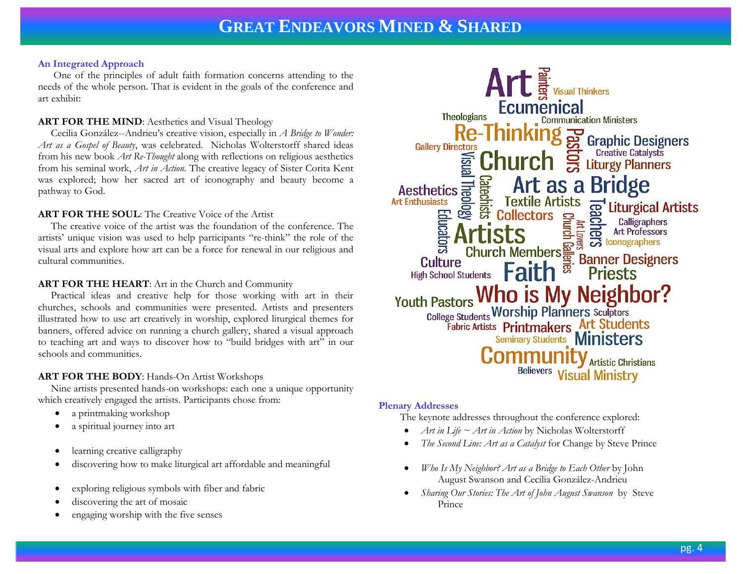## An Integrated Approach

One of the principles of adult faith formation concerns attending to the needs of the whole person. That is evident in the goals of the conference and art exhibit:

**ART FOR THE MIND**: Aesthetics and Visual Theology

Cecilia González--Andrieu's creative vision, especially in *A Bridge to Wonder: Art as a Gospel of Beauty*, was celebrated. Nicholas Wolterstorff shared ideas from his new book *Art Re-Thought* along with reflections on religious aesthetics from his seminal work, *Art in Action*. The creative legacy of Sister Corita Kent was explored; how her sacred art of iconography and beauty become a pathway to God.

**ART FOR THE SOUL**: The Creative Voice of the Artist

The creative voice of the artist was the foundation of the conference. The artists' unique vision was used to help participants "re-think" the role of the visual arts and explore how art can be a force for renewal in our religious and cultural communities.

**ART FOR THE HEART**: Art in the Church and Community

Practical ideas and creative help for those working with art in their churches, schools and communities were presented. Artists and presenters illustrated how to use art creatively in worship, explored liturgical themes for banners, offered advice on running a church gallery, shared a visual approach to teaching art and ways to discover how to "build bridges with art" in our schools and communities.

**ART FOR THE BODY**: Hands-On Artist Workshops

Nine artists presented hands-on workshops: each one a unique opportunity which creatively engaged the artists. Participants chose from:

- a printmaking workshop
- a spiritual journey into art
- learning creative calligraphy
- discovering how to make liturgical art affordable and meaningful
- exploring religious symbols with fiber and fabric
- discovering the art of mosaic
- engaging worship with the five senses

Art Painters Visual Thinkers Ecumenical Theologians Communication Ministers Re-Thinking Pastors Graphic Designers Gallery Directors Creative Catalysts Church Liturgy Planners Visual Theology Catechists Art as a Bridge Aesthetics Art Enthusiasts Textile Artists Teachers Liturgical Artists Educators Collectors Church Galleries Art Lovers Calligraphers Art Professors Artists Iconographers Church Members Banner Designers Culture High School Students Faith Priests Youth Pastors Who is My Neighbor? College Students Worship Planners Sculptors Fabric Artists Printmakers Art Students Seminary Students Ministers Community Artistic Christians Believers Visual Ministry

## Plenary Addresses

The keynote addresses throughout the conference explored:

- *Art in Life ~ Art in Action* by Nicholas Wolterstorff
- *The Second Line: Art as a Catalyst* for Change by Steve Prince
- *Who Is My Neighbor? Art as a Bridge to Each Other* by John August Swanson and Cecilia González-Andrieu
- *Sharing Our Stories: The Art of John August Swanson* by Steve Prince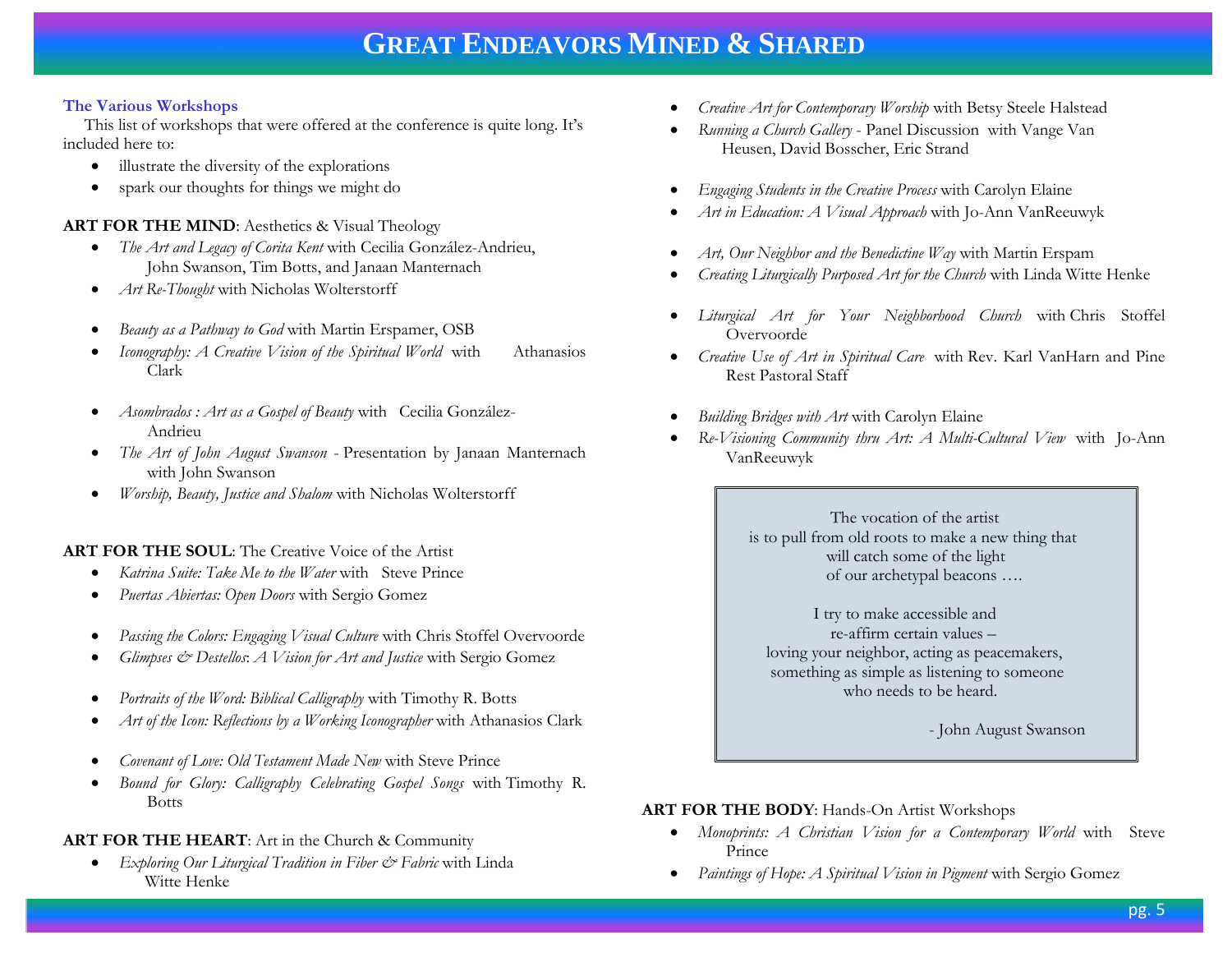# GREAT ENDEAVORS MINED & SHARED

### The Various Workshops

This list of workshops that were offered at the conference is quite long. It's included here to:

- illustrate the diversity of the explorations
- spark our thoughts for things we might do

**ART FOR THE MIND**: Aesthetics & Visual Theology

- *The Art and Legacy of Corita Kent* with Cecilia González-Andrieu, John Swanson, Tim Botts, and Janaan Manternach
- *Art Re-Thought* with Nicholas Wolterstorff
- *Beauty as a Pathway to God* with Martin Erspamer, OSB
- *Iconography: A Creative Vision of the Spiritual World* with Athanasios Clark
- *Asombrados : Art as a Gospel of Beauty* with Cecilia González-Andrieu
- *The Art of John August Swanson* - Presentation by Janaan Manternach with John Swanson
- *Worship, Beauty, Justice and Shalom* with Nicholas Wolterstorff

**ART FOR THE SOUL**: The Creative Voice of the Artist

- *Katrina Suite: Take Me to the Water* with Steve Prince
- *Puertas Abiertas: Open Doors* with Sergio Gomez
- *Passing the Colors: Engaging Visual Culture* with Chris Stoffel Overvoorde
- *Glimpses & Destellos*: *A Vision for Art and Justice* with Sergio Gomez
- *Portraits of the Word: Biblical Calligraphy* with Timothy R. Botts
- *Art of the Icon: Reflections by a Working Iconographer* with Athanasios Clark
- *Covenant of Love: Old Testament Made New* with Steve Prince
- *Bound for Glory: Calligraphy Celebrating Gospel Songs* with Timothy R. Botts

**ART FOR THE HEART**: Art in the Church & Community

- *Exploring Our Liturgical Tradition in Fiber & Fabric* with Linda Witte Henke
- *Creative Art for Contemporary Worship* with Betsy Steele Halstead
- *Running a Church Gallery* - Panel Discussion with Vange Van Heusen, David Bosscher, Eric Strand
- *Engaging Students in the Creative Process* with Carolyn Elaine
- *Art in Education: A Visual Approach* with Jo-Ann VanReeuwyk
- *Art, Our Neighbor and the Benedictine Way* with Martin Erspam
- *Creating Liturgically Purposed Art for the Church* with Linda Witte Henke
- *Liturgical Art for Your Neighborhood Church* with Chris Stoffel Overvoorde
- *Creative Use of Art in Spiritual Care* with Rev. Karl VanHarn and Pine Rest Pastoral Staff
- *Building Bridges with Art* with Carolyn Elaine
- *Re-Visioning Community thru Art: A Multi-Cultural View* with Jo-Ann VanReeuwyk

> The vocation of the artist
> is to pull from old roots to make a new thing that
> will catch some of the light
> of our archetypal beacons ….
>
> I try to make accessible and
> re-affirm certain values –
> loving your neighbor, acting as peacemakers,
> something as simple as listening to someone
> who needs to be heard.
>
> \- John August Swanson

**ART FOR THE BODY**: Hands-On Artist Workshops

- *Monoprints: A Christian Vision for a Contemporary World* with Steve Prince
- *Paintings of Hope: A Spiritual Vision in Pigment* with Sergio Gomez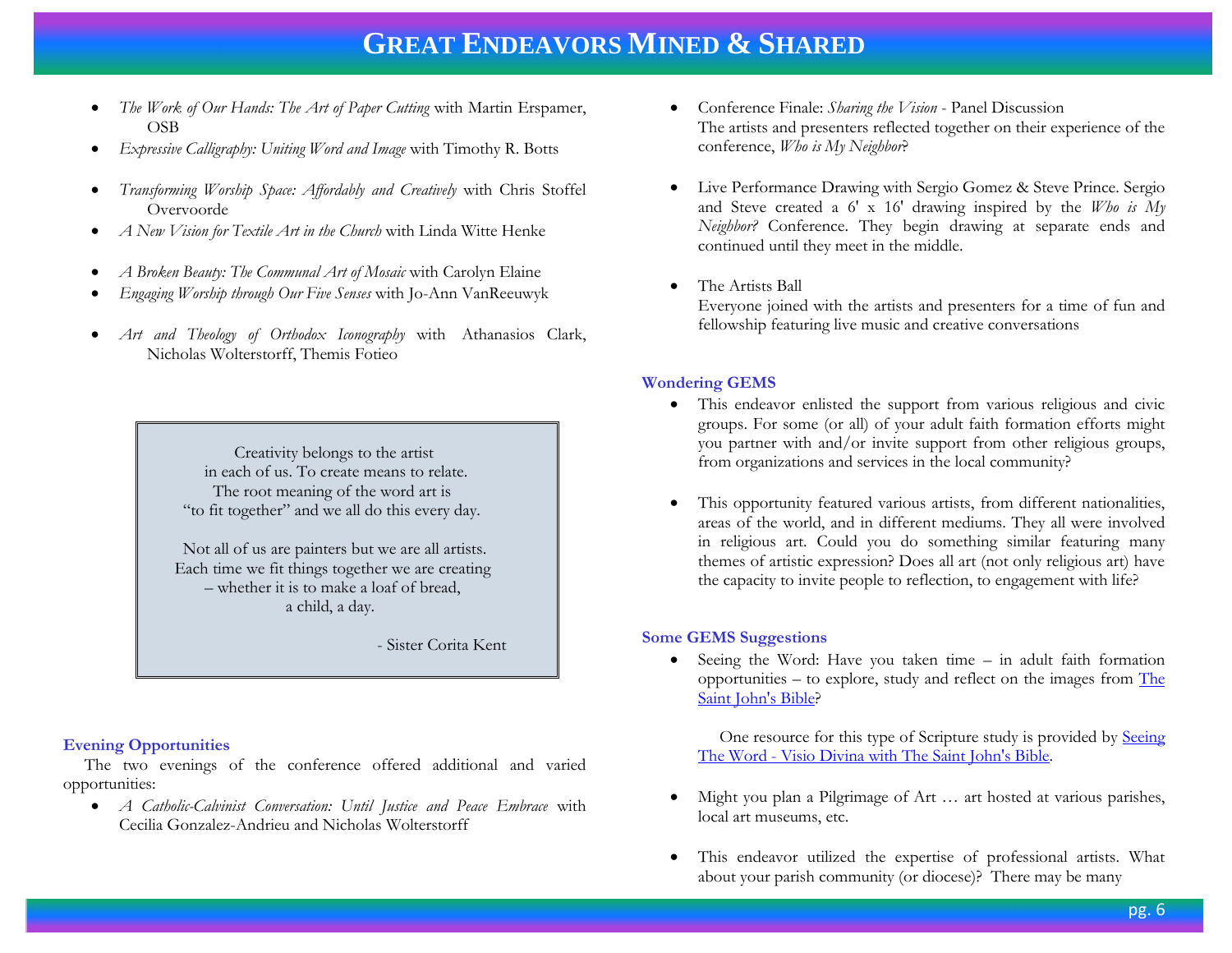- *The Work of Our Hands: The Art of Paper Cutting* with Martin Erspamer, OSB
- *Expressive Calligraphy: Uniting Word and Image* with Timothy R. Botts
- *Transforming Worship Space: Affordably and Creatively* with Chris Stoffel Overvoorde
- *A New Vision for Textile Art in the Church* with Linda Witte Henke
- *A Broken Beauty: The Communal Art of Mosaic* with Carolyn Elaine
- *Engaging Worship through Our Five Senses* with Jo-Ann VanReeuwyk
- *Art and Theology of Orthodox Iconography* with Athanasios Clark, Nicholas Wolterstorff, Themis Fotieo

> Creativity belongs to the artist
> in each of us. To create means to relate.
> The root meaning of the word art is
> "to fit together" and we all do this every day.
>
> Not all of us are painters but we are all artists.
> Each time we fit things together we are creating
> – whether it is to make a loaf of bread,
> a child, a day.
>
> - Sister Corita Kent

**Evening Opportunities**

The two evenings of the conference offered additional and varied opportunities:

- *A Catholic-Calvinist Conversation: Until Justice and Peace Embrace* with Cecilia Gonzalez-Andrieu and Nicholas Wolterstorff
- Conference Finale: *Sharing the Vision* - Panel Discussion
  The artists and presenters reflected together on their experience of the conference, *Who is My Neighbor*?
- Live Performance Drawing with Sergio Gomez & Steve Prince. Sergio and Steve created a 6' x 16' drawing inspired by the *Who is My Neighbor?* Conference. They begin drawing at separate ends and continued until they meet in the middle.
- The Artists Ball
  Everyone joined with the artists and presenters for a time of fun and fellowship featuring live music and creative conversations

**Wondering GEMS**

- This endeavor enlisted the support from various religious and civic groups. For some (or all) of your adult faith formation efforts might you partner with and/or invite support from other religious groups, from organizations and services in the local community?
- This opportunity featured various artists, from different nationalities, areas of the world, and in different mediums. They all were involved in religious art. Could you do something similar featuring many themes of artistic expression? Does all art (not only religious art) have the capacity to invite people to reflection, to engagement with life?

**Some GEMS Suggestions**

- Seeing the Word: Have you taken time – in adult faith formation opportunities – to explore, study and reflect on the images from The Saint John's Bible?

  One resource for this type of Scripture study is provided by Seeing The Word - Visio Divina with The Saint John's Bible.

- Might you plan a Pilgrimage of Art … art hosted at various parishes, local art museums, etc.
- This endeavor utilized the expertise of professional artists. What about your parish community (or diocese)? There may be many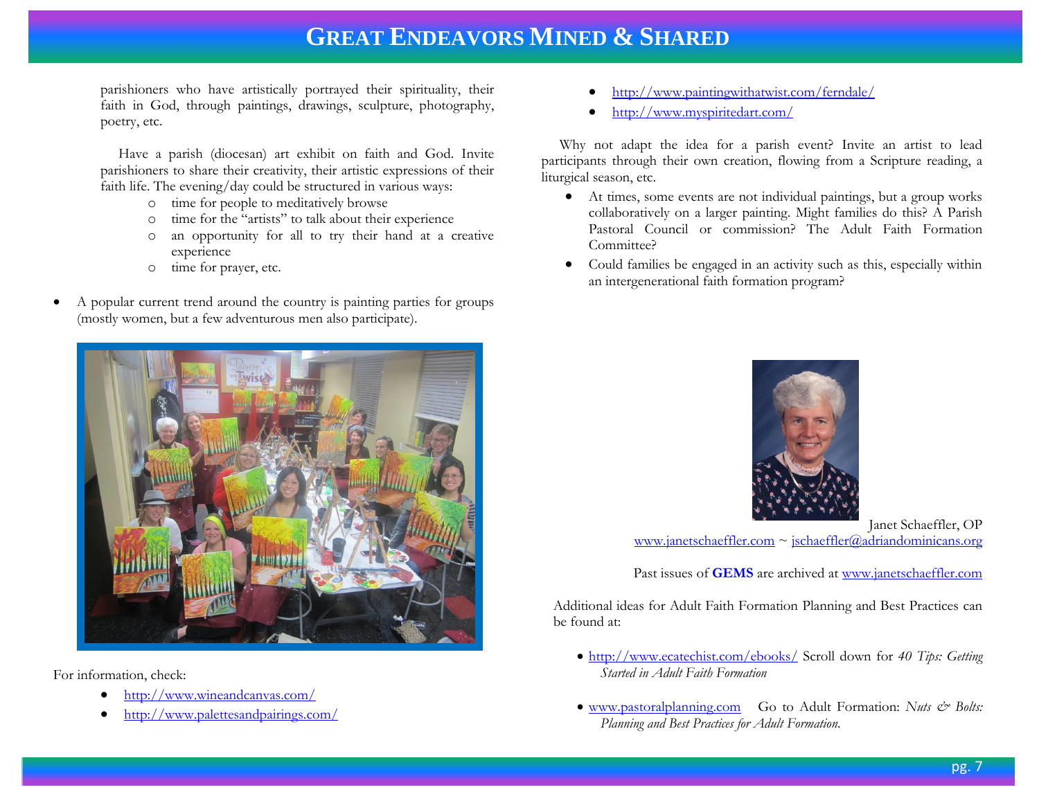parishioners who have artistically portrayed their spirituality, their faith in God, through paintings, drawings, sculpture, photography, poetry, etc.

Have a parish (diocesan) art exhibit on faith and God. Invite parishioners to share their creativity, their artistic expressions of their faith life. The evening/day could be structured in various ways:

  - time for people to meditatively browse
  - time for the "artists" to talk about their experience
  - an opportunity for all to try their hand at a creative experience
  - time for prayer, etc.

- A popular current trend around the country is painting parties for groups (mostly women, but a few adventurous men also participate).

For information, check:

- http://www.wineandcanvas.com/
- http://www.palettesandpairings.com/
- http://www.paintingwithatwist.com/ferndale/
- http://www.myspiritedart.com/

Why not adapt the idea for a parish event? Invite an artist to lead participants through their own creation, flowing from a Scripture reading, a liturgical season, etc.

- At times, some events are not individual paintings, but a group works collaboratively on a larger painting. Might families do this? A Parish Pastoral Council or commission? The Adult Faith Formation Committee?
- Could families be engaged in an activity such as this, especially within an intergenerational faith formation program?

Janet Schaeffler, OP
www.janetschaeffler.com ~ jschaeffler@adriandominicans.org

Past issues of **GEMS** are archived at www.janetschaeffler.com

Additional ideas for Adult Faith Formation Planning and Best Practices can be found at:

- http://www.ecatechist.com/ebooks/ Scroll down for *40 Tips: Getting Started in Adult Faith Formation*
- www.pastoralplanning.com Go to Adult Formation: *Nuts & Bolts: Planning and Best Practices for Adult Formation.*